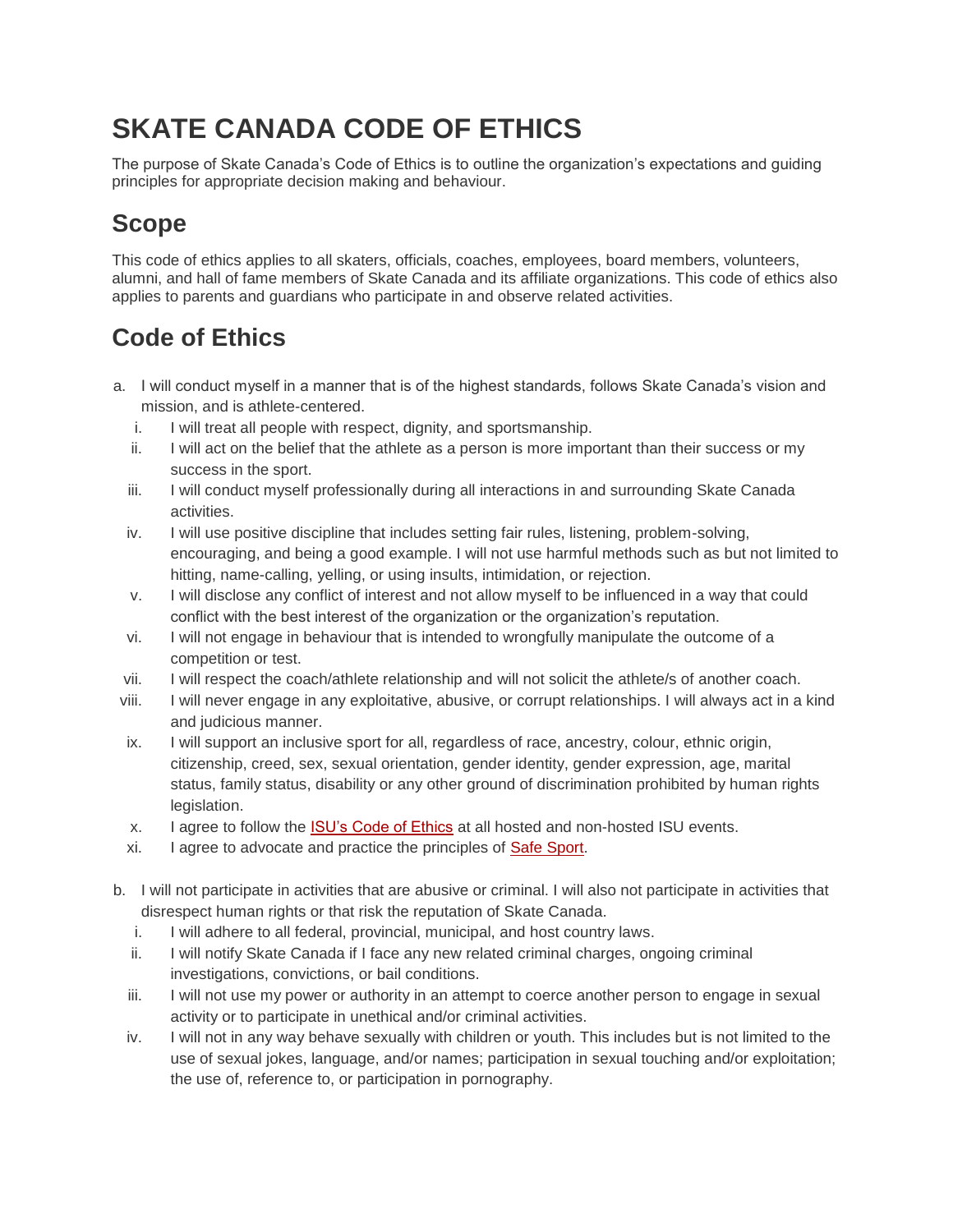# SKATE CANADA CODE OF ETHICS

The purpose of Skate Canada's Code of Ethics is to outline the organization's expectations and guiding principles for appropriate decision making and behaviour.

## Scope

This code of ethics applies to all skaters, officials, coaches, employees, board members, volunteers, alumni, and hall of fame members of Skate Canada and its affiliate organizations. This code of ethics also applies to parents and guardians who participate in and observe related activities.

## Code of Ethics

a. I will conduct myself in a manner that is of the highest standards, follows Skate Canada's vision and mission, and is athlete-centered.

   i. I will treat all people with respect, dignity, and sportsmanship.

   ii. I will act on the belief that the athlete as a person is more important than their success or my success in the sport.

   iii. I will conduct myself professionally during all interactions in and surrounding Skate Canada activities.

   iv. I will use positive discipline that includes setting fair rules, listening, problem-solving, encouraging, and being a good example. I will not use harmful methods such as but not limited to hitting, name-calling, yelling, or using insults, intimidation, or rejection.

   v. I will disclose any conflict of interest and not allow myself to be influenced in a way that could conflict with the best interest of the organization or the organization's reputation.

   vi. I will not engage in behaviour that is intended to wrongfully manipulate the outcome of a competition or test.

   vii. I will respect the coach/athlete relationship and will not solicit the athlete/s of another coach.

   viii. I will never engage in any exploitative, abusive, or corrupt relationships. I will always act in a kind and judicious manner.

   ix. I will support an inclusive sport for all, regardless of race, ancestry, colour, ethnic origin, citizenship, creed, sex, sexual orientation, gender identity, gender expression, age, marital status, family status, disability or any other ground of discrimination prohibited by human rights legislation.

   x. I agree to follow the ISU's Code of Ethics at all hosted and non-hosted ISU events.

   xi. I agree to advocate and practice the principles of Safe Sport.

b. I will not participate in activities that are abusive or criminal. I will also not participate in activities that disrespect human rights or that risk the reputation of Skate Canada.

   i. I will adhere to all federal, provincial, municipal, and host country laws.

   ii. I will notify Skate Canada if I face any new related criminal charges, ongoing criminal investigations, convictions, or bail conditions.

   iii. I will not use my power or authority in an attempt to coerce another person to engage in sexual activity or to participate in unethical and/or criminal activities.

   iv. I will not in any way behave sexually with children or youth. This includes but is not limited to the use of sexual jokes, language, and/or names; participation in sexual touching and/or exploitation; the use of, reference to, or participation in pornography.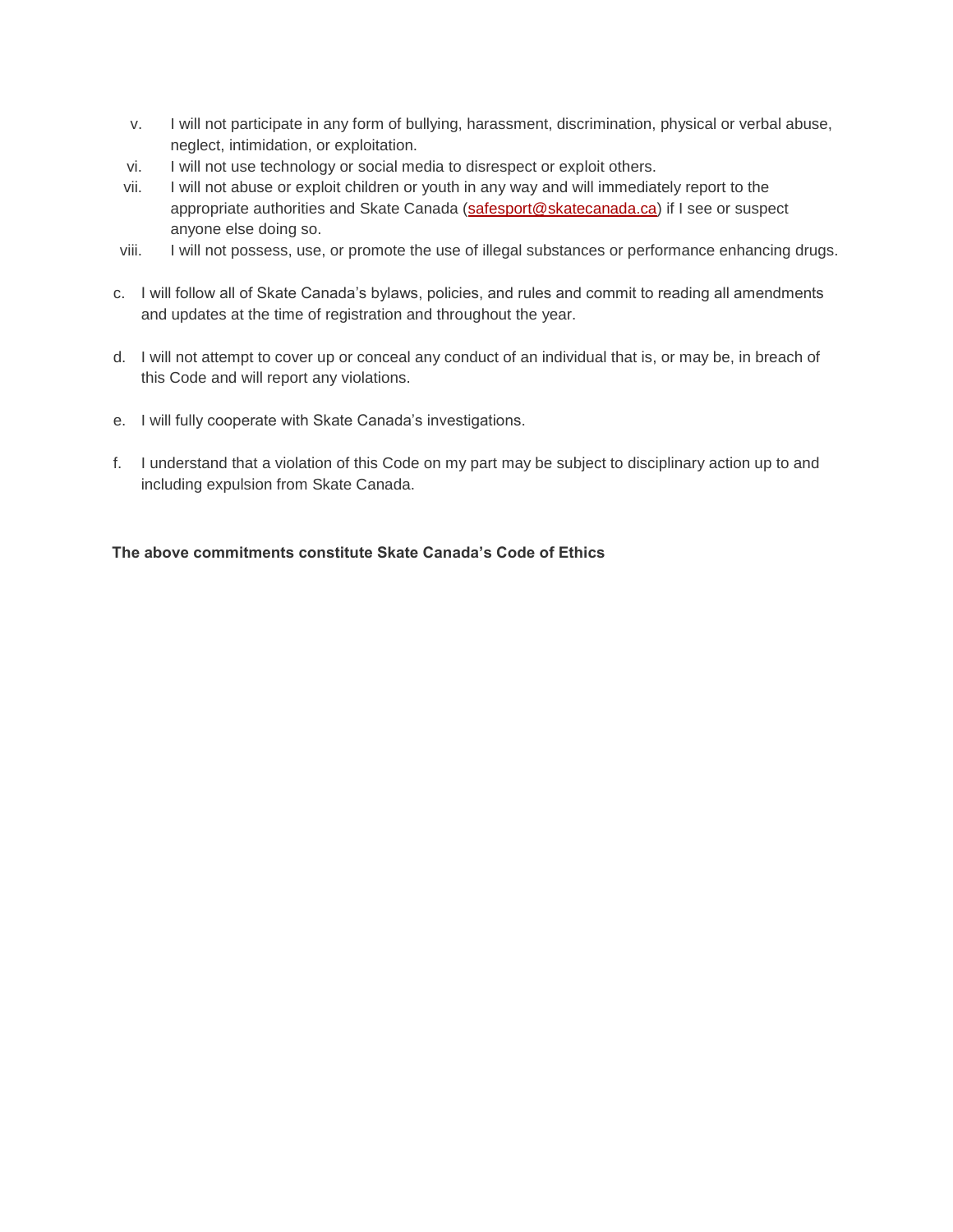v. I will not participate in any form of bullying, harassment, discrimination, physical or verbal abuse, neglect, intimidation, or exploitation.

vi. I will not use technology or social media to disrespect or exploit others.

vii. I will not abuse or exploit children or youth in any way and will immediately report to the appropriate authorities and Skate Canada (safesport@skatecanada.ca) if I see or suspect anyone else doing so.

viii. I will not possess, use, or promote the use of illegal substances or performance enhancing drugs.

c. I will follow all of Skate Canada's bylaws, policies, and rules and commit to reading all amendments and updates at the time of registration and throughout the year.

d. I will not attempt to cover up or conceal any conduct of an individual that is, or may be, in breach of this Code and will report any violations.

e. I will fully cooperate with Skate Canada's investigations.

f. I understand that a violation of this Code on my part may be subject to disciplinary action up to and including expulsion from Skate Canada.

**The above commitments constitute Skate Canada's Code of Ethics**